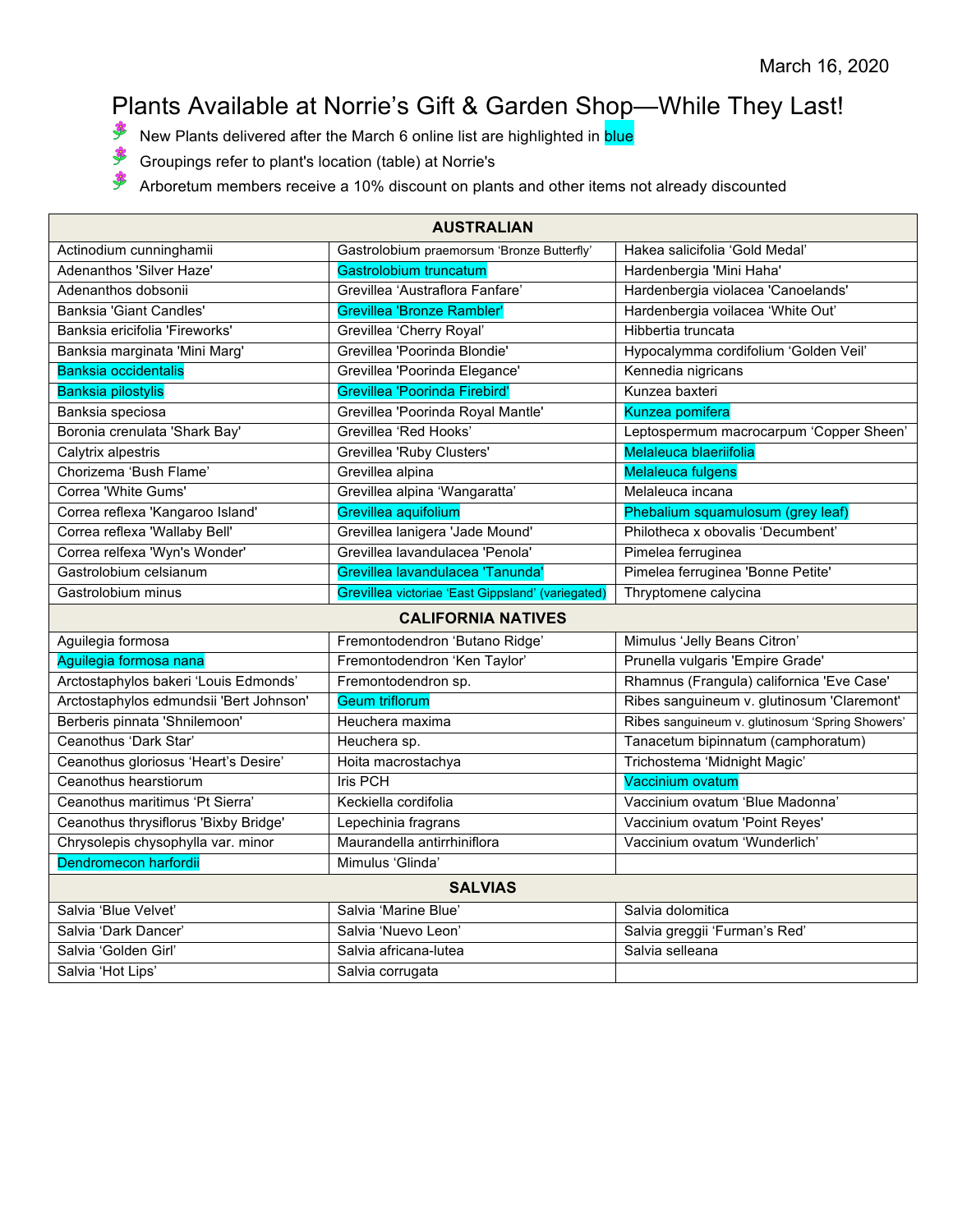March 16, 2020

# Plants Available at Norrie's Gift & Garden Shop—While They Last!

- New Plants delivered after the March 6 online list are highlighted in blue
- Groupings refer to plant's location (table) at Norrie's
- Arboretum members receive a 10% discount on plants and other items not already discounted

| AUSTRALIAN | | |
|---|---|---|
| Actinodium cunninghamii | Gastrolobium praemorsum 'Bronze Butterfly' | Hakea salicifolia 'Gold Medal' |
| Adenanthos 'Silver Haze' | Gastrolobium truncatum | Hardenbergia 'Mini Haha' |
| Adenanthos dobsonii | Grevillea 'Austraflora Fanfare' | Hardenbergia violacea 'Canoelands' |
| Banksia 'Giant Candles' | Grevillea 'Bronze Rambler' | Hardenbergia voilacea 'White Out' |
| Banksia ericifolia 'Fireworks' | Grevillea 'Cherry Royal' | Hibbertia truncata |
| Banksia marginata 'Mini Marg' | Grevillea 'Poorinda Blondie' | Hypocalymma cordifolium 'Golden Veil' |
| Banksia occidentalis | Grevillea 'Poorinda Elegance' | Kennedia nigricans |
| Banksia pilostylis | Grevillea 'Poorinda Firebird' | Kunzea baxteri |
| Banksia speciosa | Grevillea 'Poorinda Royal Mantle' | Kunzea pomifera |
| Boronia crenulata 'Shark Bay' | Grevillea 'Red Hooks' | Leptospermum macrocarpum 'Copper Sheen' |
| Calytrix alpestris | Grevillea 'Ruby Clusters' | Melaleuca blaeriifolia |
| Chorizema 'Bush Flame' | Grevillea alpina | Melaleuca fulgens |
| Correa 'White Gums' | Grevillea alpina 'Wangaratta' | Melaleuca incana |
| Correa reflexa 'Kangaroo Island' | Grevillea aquifolium | Phebalium squamulosum (grey leaf) |
| Correa reflexa 'Wallaby Bell' | Grevillea lanigera 'Jade Mound' | Philotheca x obovalis 'Decumbent' |
| Correa relfexa 'Wyn's Wonder' | Grevillea lavandulacea 'Penola' | Pimelea ferruginea |
| Gastrolobium celsianum | Grevillea lavandulacea 'Tanunda' | Pimelea ferruginea 'Bonne Petite' |
| Gastrolobium minus | Grevillea victoriae 'East Gippsland' (variegated) | Thryptomene calycina |
| **CALIFORNIA NATIVES** | | |
| Aguilegia formosa | Fremontodendron 'Butano Ridge' | Mimulus 'Jelly Beans Citron' |
| Aguilegia formosa nana | Fremontodendron 'Ken Taylor' | Prunella vulgaris 'Empire Grade' |
| Arctostaphylos bakeri 'Louis Edmonds' | Fremontodendron sp. | Rhamnus (Frangula) californica 'Eve Case' |
| Arctostaphylos edmundsii 'Bert Johnson' | Geum triflorum | Ribes sanguineum v. glutinosum 'Claremont' |
| Berberis pinnata 'Shnilemoon' | Heuchera maxima | Ribes sanguineum v. glutinosum 'Spring Showers' |
| Ceanothus 'Dark Star' | Heuchera sp. | Tanacetum bipinnatum (camphoratum) |
| Ceanothus gloriosus 'Heart's Desire' | Hoita macrostachya | Trichostema 'Midnight Magic' |
| Ceanothus hearstiorum | Iris PCH | Vaccinium ovatum |
| Ceanothus maritimus 'Pt Sierra' | Keckiella cordifolia | Vaccinium ovatum 'Blue Madonna' |
| Ceanothus thrysiflorus 'Bixby Bridge' | Lepechinia fragrans | Vaccinium ovatum 'Point Reyes' |
| Chrysolepis chysophylla var. minor | Maurandella antirrhiniflora | Vaccinium ovatum 'Wunderlich' |
| Dendromecon harfordii | Mimulus 'Glinda' | |
| **SALVIAS** | | |
| Salvia 'Blue Velvet' | Salvia 'Marine Blue' | Salvia dolomitica |
| Salvia 'Dark Dancer' | Salvia 'Nuevo Leon' | Salvia greggii 'Furman's Red' |
| Salvia 'Golden Girl' | Salvia africana-lutea | Salvia selleana |
| Salvia 'Hot Lips' | Salvia corrugata | |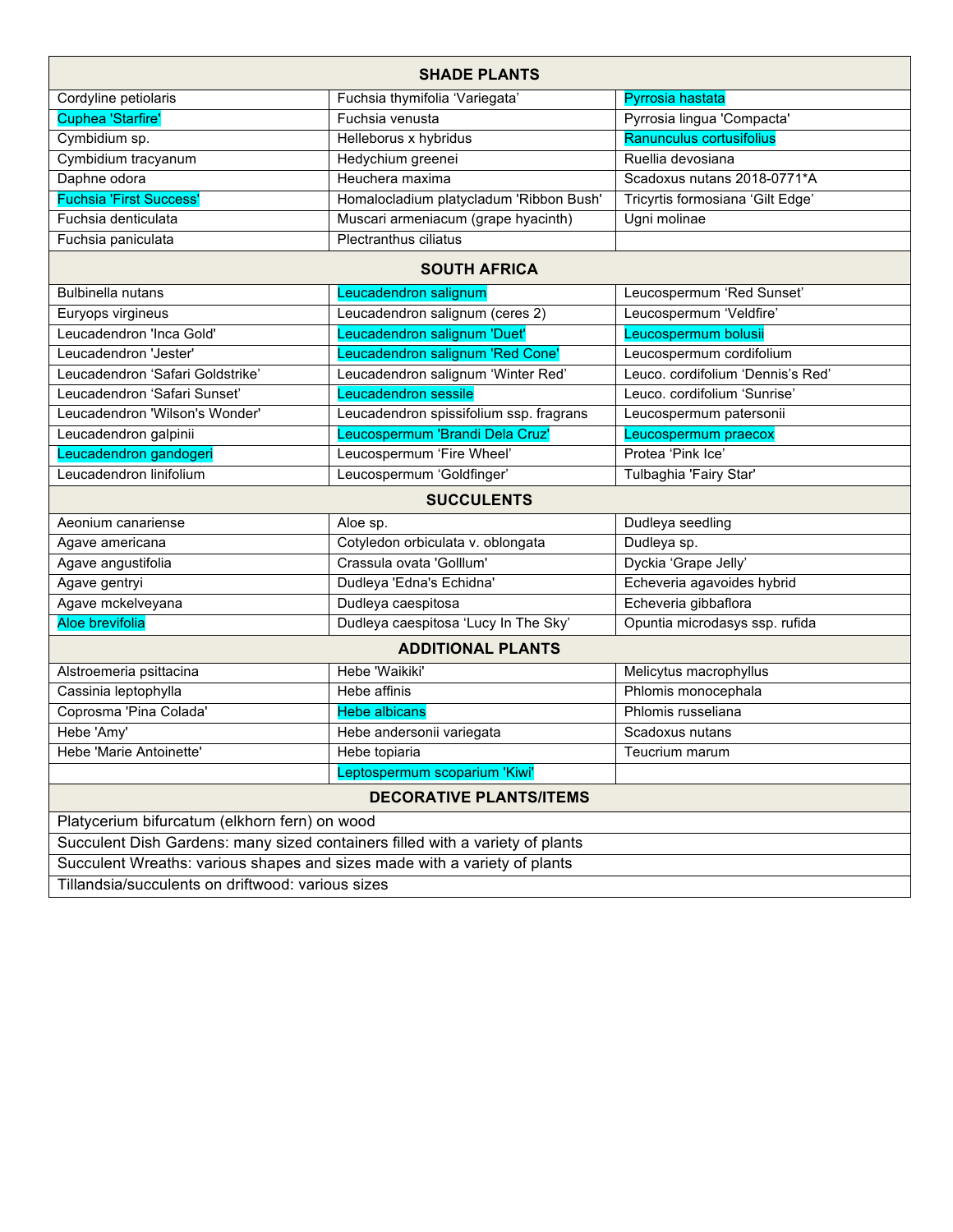| | | |
|---|---|---|
| **SHADE PLANTS** | | |
| Cordyline petiolaris | Fuchsia thymifolia 'Variegata' | Pyrrosia hastata |
| Cuphea 'Starfire' | Fuchsia venusta | Pyrrosia lingua 'Compacta' |
| Cymbidium sp. | Helleborus x hybridus | Ranunculus cortusifolius |
| Cymbidium tracyanum | Hedychium greenei | Ruellia devosiana |
| Daphne odora | Heuchera maxima | Scadoxus nutans 2018-0771*A |
| Fuchsia 'First Success' | Homalocladium platycladum 'Ribbon Bush' | Tricyrtis formosiana 'Gilt Edge' |
| Fuchsia denticulata | Muscari armeniacum (grape hyacinth) | Ugni molinae |
| Fuchsia paniculata | Plectranthus ciliatus | |
| **SOUTH AFRICA** | | |
| Bulbinella nutans | Leucadendron salignum | Leucospermum 'Red Sunset' |
| Euryops virgineus | Leucadendron salignum (ceres 2) | Leucospermum 'Veldfire' |
| Leucadendron 'Inca Gold' | Leucadendron salignum 'Duet' | Leucospermum bolusii |
| Leucadendron 'Jester' | Leucadendron salignum 'Red Cone' | Leucospermum cordifolium |
| Leucadendron 'Safari Goldstrike' | Leucadendron salignum 'Winter Red' | Leuco. cordifolium 'Dennis's Red' |
| Leucadendron 'Safari Sunset' | Leucadendron sessile | Leuco. cordifolium 'Sunrise' |
| Leucadendron 'Wilson's Wonder' | Leucadendron spissifolium ssp. fragrans | Leucospermum patersonii |
| Leucadendron galpinii | Leucospermum 'Brandi Dela Cruz' | Leucospermum praecox |
| Leucadendron gandogeri | Leucospermum 'Fire Wheel' | Protea 'Pink Ice' |
| Leucadendron linifolium | Leucospermum 'Goldfinger' | Tulbaghia 'Fairy Star' |
| **SUCCULENTS** | | |
| Aeonium canariense | Aloe sp. | Dudleya seedling |
| Agave americana | Cotyledon orbiculata v. oblongata | Dudleya sp. |
| Agave angustifolia | Crassula ovata 'Golllum' | Dyckia 'Grape Jelly' |
| Agave gentryi | Dudleya 'Edna's Echidna' | Echeveria agavoides hybrid |
| Agave mckelveyana | Dudleya caespitosa | Echeveria gibbaflora |
| Aloe brevifolia | Dudleya caespitosa 'Lucy In The Sky' | Opuntia microdasys ssp. rufida |
| **ADDITIONAL PLANTS** | | |
| Alstroemeria psittacina | Hebe 'Waikiki' | Melicytus macrophyllus |
| Cassinia leptophylla | Hebe affinis | Phlomis monocephala |
| Coprosma 'Pina Colada' | Hebe albicans | Phlomis russeliana |
| Hebe 'Amy' | Hebe andersonii variegata | Scadoxus nutans |
| Hebe 'Marie Antoinette' | Hebe topiaria | Teucrium marum |
| | Leptospermum scoparium 'Kiwi' | |
| **DECORATIVE PLANTS/ITEMS** | | |
| Platycerium bifurcatum (elkhorn fern) on wood | | |
| Succulent Dish Gardens: many sized containers filled with a variety of plants | | |
| Succulent Wreaths: various shapes and sizes made with a variety of plants | | |
| Tillandsia/succulents on driftwood: various sizes | | |